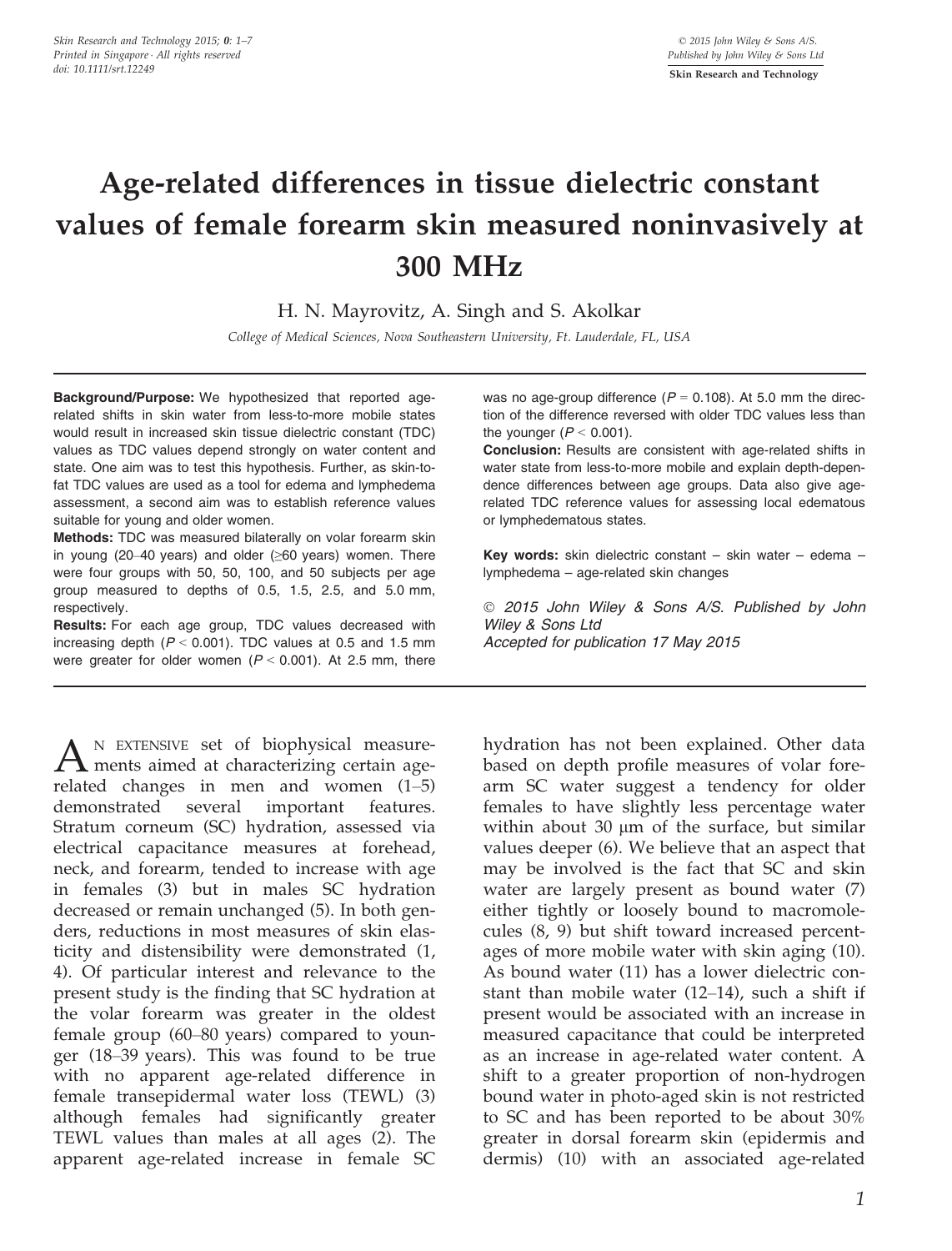# Age-related differences in tissue dielectric constant values of female forearm skin measured noninvasively at 300 MHz

H. N. Mayrovitz, A. Singh and S. Akolkar

*College of Medical Sciences, Nova Southeastern University, Ft. Lauderdale, FL, USA*

**Background/Purpose:** We hypothesized that reported age-related shifts in skin water from less-to-more mobile states would result in increased skin tissue dielectric constant (TDC) values as TDC values depend strongly on water content and state. One aim was to test this hypothesis. Further, as skin-to-fat TDC values are used as a tool for edema and lymphedema assessment, a second aim was to establish reference values suitable for young and older women.

**Methods:** TDC was measured bilaterally on volar forearm skin in young (20–40 years) and older (≥60 years) women. There were four groups with 50, 50, 100, and 50 subjects per age group measured to depths of 0.5, 1.5, 2.5, and 5.0 mm, respectively.

**Results:** For each age group, TDC values decreased with increasing depth ($P < 0.001$). TDC values at 0.5 and 1.5 mm were greater for older women ($P < 0.001$). At 2.5 mm, there was no age-group difference ($P = 0.108$). At 5.0 mm the direction of the difference reversed with older TDC values less than the younger ($P < 0.001$).

**Conclusion:** Results are consistent with age-related shifts in water state from less-to-more mobile and explain depth-dependence differences between age groups. Data also give age-related TDC reference values for assessing local edematous or lymphedematous states.

**Key words:** skin dielectric constant – skin water – edema – lymphedema – age-related skin changes

© 2015 John Wiley & Sons A/S. Published by John Wiley & Sons Ltd
Accepted for publication 17 May 2015

An extensive set of biophysical measurements aimed at characterizing certain age-related changes in men and women (1–5) demonstrated several important features. Stratum corneum (SC) hydration, assessed via electrical capacitance measures at forehead, neck, and forearm, tended to increase with age in females (3) but in males SC hydration decreased or remain unchanged (5). In both genders, reductions in most measures of skin elasticity and distensibility were demonstrated (1, 4). Of particular interest and relevance to the present study is the finding that SC hydration at the volar forearm was greater in the oldest female group (60–80 years) compared to younger (18–39 years). This was found to be true with no apparent age-related difference in female transepidermal water loss (TEWL) (3) although females had significantly greater TEWL values than males at all ages (2). The apparent age-related increase in female SC hydration has not been explained. Other data based on depth profile measures of volar forearm SC water suggest a tendency for older females to have slightly less percentage water within about 30 μm of the surface, but similar values deeper (6). We believe that an aspect that may be involved is the fact that SC and skin water are largely present as bound water (7) either tightly or loosely bound to macromolecules (8, 9) but shift toward increased percentages of more mobile water with skin aging (10). As bound water (11) has a lower dielectric constant than mobile water (12–14), such a shift if present would be associated with an increase in measured capacitance that could be interpreted as an increase in age-related water content. A shift to a greater proportion of non-hydrogen bound water in photo-aged skin is not restricted to SC and has been reported to be about 30% greater in dorsal forearm skin (epidermis and dermis) (10) with an associated age-related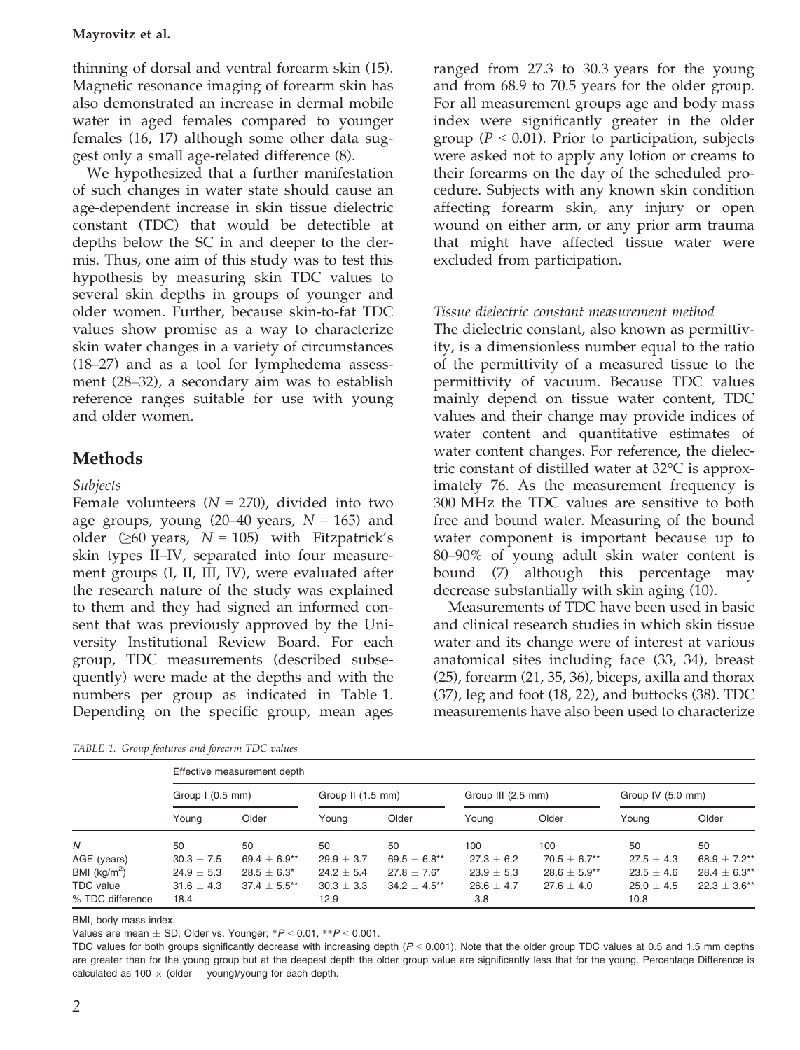thinning of dorsal and ventral forearm skin (15). Magnetic resonance imaging of forearm skin has also demonstrated an increase in dermal mobile water in aged females compared to younger females (16, 17) although some other data suggest only a small age-related difference (8).

We hypothesized that a further manifestation of such changes in water state should cause an age-dependent increase in skin tissue dielectric constant (TDC) that would be detectible at depths below the SC in and deeper to the dermis. Thus, one aim of this study was to test this hypothesis by measuring skin TDC values to several skin depths in groups of younger and older women. Further, because skin-to-fat TDC values show promise as a way to characterize skin water changes in a variety of circumstances (18–27) and as a tool for lymphedema assessment (28–32), a secondary aim was to establish reference ranges suitable for use with young and older women.

## Methods

### *Subjects*

Female volunteers ($N = 270$), divided into two age groups, young (20–40 years, $N = 165$) and older ($\geq$60 years, $N = 105$) with Fitzpatrick's skin types II–IV, separated into four measurement groups (I, II, III, IV), were evaluated after the research nature of the study was explained to them and they had signed an informed consent that was previously approved by the University Institutional Review Board. For each group, TDC measurements (described subsequently) were made at the depths and with the numbers per group as indicated in Table 1. Depending on the specific group, mean ages ranged from 27.3 to 30.3 years for the young and from 68.9 to 70.5 years for the older group. For all measurement groups age and body mass index were significantly greater in the older group ($P < 0.01$). Prior to participation, subjects were asked not to apply any lotion or creams to their forearms on the day of the scheduled procedure. Subjects with any known skin condition affecting forearm skin, any injury or open wound on either arm, or any prior arm trauma that might have affected tissue water were excluded from participation.

### *Tissue dielectric constant measurement method*

The dielectric constant, also known as permittivity, is a dimensionless number equal to the ratio of the permittivity of a measured tissue to the permittivity of vacuum. Because TDC values mainly depend on tissue water content, TDC values and their change may provide indices of water content and quantitative estimates of water content changes. For reference, the dielectric constant of distilled water at 32°C is approximately 76. As the measurement frequency is 300 MHz the TDC values are sensitive to both free and bound water. Measuring of the bound water component is important because up to 80–90% of young adult skin water content is bound (7) although this percentage may decrease substantially with skin aging (10).

Measurements of TDC have been used in basic and clinical research studies in which skin tissue water and its change were of interest at various anatomical sites including face (33, 34), breast (25), forearm (21, 35, 36), biceps, axilla and thorax (37), leg and foot (18, 22), and buttocks (38). TDC measurements have also been used to characterize

*TABLE 1. Group features and forearm TDC values*

| | Effective measurement depth | | | | | | | |
|---|---|---|---|---|---|---|---|---|
| | Group I (0.5 mm) | | Group II (1.5 mm) | | Group III (2.5 mm) | | Group IV (5.0 mm) | |
| | Young | Older | Young | Older | Young | Older | Young | Older |
| $N$ | 50 | 50 | 50 | 50 | 100 | 100 | 50 | 50 |
| AGE (years) | 30.3 ± 7.5 | 69.4 ± 6.9** | 29.9 ± 3.7 | 69.5 ± 6.8** | 27.3 ± 6.2 | 70.5 ± 6.7** | 27.5 ± 4.3 | 68.9 ± 7.2** |
| BMI (kg/m$^2$) | 24.9 ± 5.3 | 28.5 ± 6.3* | 24.2 ± 5.4 | 27.8 ± 7.6* | 23.9 ± 5.3 | 28.6 ± 5.9** | 23.5 ± 4.6 | 28.4 ± 6.3** |
| TDC value | 31.6 ± 4.3 | 37.4 ± 5.5** | 30.3 ± 3.3 | 34.2 ± 4.5** | 26.6 ± 4.7 | 27.6 ± 4.0 | 25.0 ± 4.5 | 22.3 ± 3.6** |
| % TDC difference | 18.4 | | 12.9 | | 3.8 | | −10.8 | |

BMI, body mass index.

Values are mean ± SD; Older vs. Younger; *$P < 0.01$, **$P < 0.001$.

TDC values for both groups significantly decrease with increasing depth ($P < 0.001$). Note that the older group TDC values at 0.5 and 1.5 mm depths are greater than for the young group but at the deepest depth the older group value are significantly less that for the young. Percentage Difference is calculated as 100 × (older − young)/young for each depth.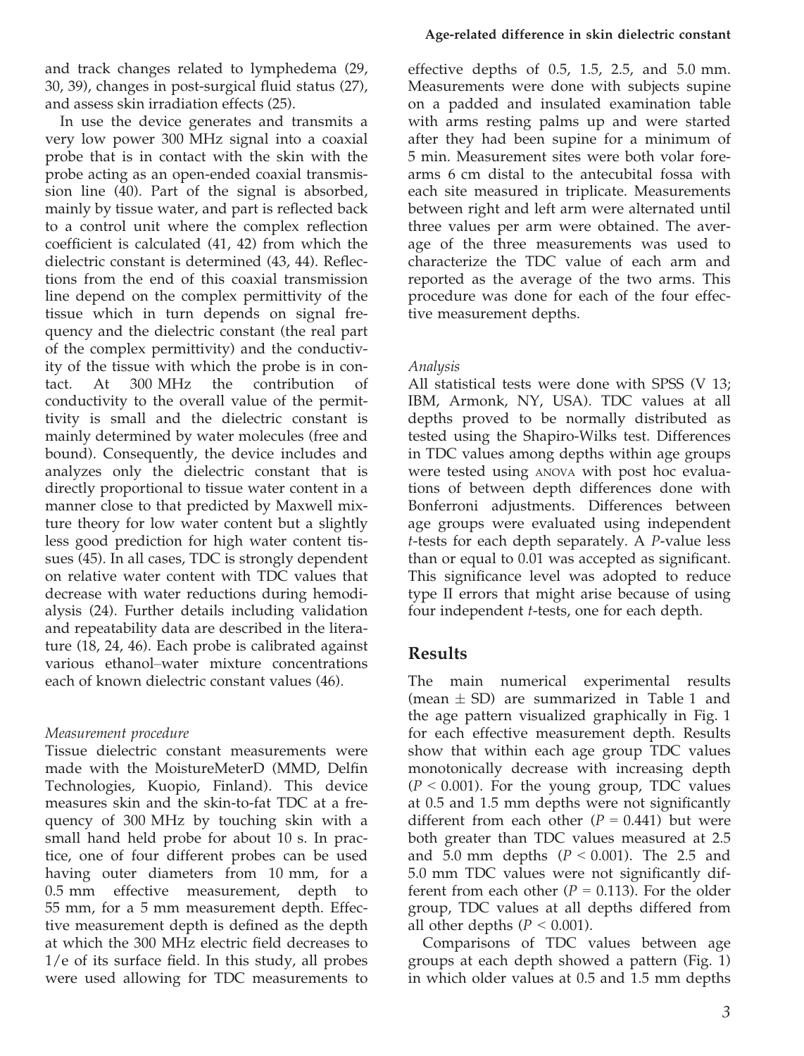and track changes related to lymphedema (29, 30, 39), changes in post-surgical fluid status (27), and assess skin irradiation effects (25).

In use the device generates and transmits a very low power 300 MHz signal into a coaxial probe that is in contact with the skin with the probe acting as an open-ended coaxial transmission line (40). Part of the signal is absorbed, mainly by tissue water, and part is reflected back to a control unit where the complex reflection coefficient is calculated (41, 42) from which the dielectric constant is determined (43, 44). Reflections from the end of this coaxial transmission line depend on the complex permittivity of the tissue which in turn depends on signal frequency and the dielectric constant (the real part of the complex permittivity) and the conductivity of the tissue with which the probe is in contact. At 300 MHz the contribution of conductivity to the overall value of the permittivity is small and the dielectric constant is mainly determined by water molecules (free and bound). Consequently, the device includes and analyzes only the dielectric constant that is directly proportional to tissue water content in a manner close to that predicted by Maxwell mixture theory for low water content but a slightly less good prediction for high water content tissues (45). In all cases, TDC is strongly dependent on relative water content with TDC values that decrease with water reductions during hemodialysis (24). Further details including validation and repeatability data are described in the literature (18, 24, 46). Each probe is calibrated against various ethanol–water mixture concentrations each of known dielectric constant values (46).

*Measurement procedure*

Tissue dielectric constant measurements were made with the MoistureMeterD (MMD, Delfin Technologies, Kuopio, Finland). This device measures skin and the skin-to-fat TDC at a frequency of 300 MHz by touching skin with a small hand held probe for about 10 s. In practice, one of four different probes can be used having outer diameters from 10 mm, for a 0.5 mm effective measurement, depth to 55 mm, for a 5 mm measurement depth. Effective measurement depth is defined as the depth at which the 300 MHz electric field decreases to 1/e of its surface field. In this study, all probes were used allowing for TDC measurements to effective depths of 0.5, 1.5, 2.5, and 5.0 mm. Measurements were done with subjects supine on a padded and insulated examination table with arms resting palms up and were started after they had been supine for a minimum of 5 min. Measurement sites were both volar forearms 6 cm distal to the antecubital fossa with each site measured in triplicate. Measurements between right and left arm were alternated until three values per arm were obtained. The average of the three measurements was used to characterize the TDC value of each arm and reported as the average of the two arms. This procedure was done for each of the four effective measurement depths.

*Analysis*

All statistical tests were done with SPSS (V 13; IBM, Armonk, NY, USA). TDC values at all depths proved to be normally distributed as tested using the Shapiro-Wilks test. Differences in TDC values among depths within age groups were tested using ANOVA with post hoc evaluations of between depth differences done with Bonferroni adjustments. Differences between age groups were evaluated using independent *t*-tests for each depth separately. A *P*-value less than or equal to 0.01 was accepted as significant. This significance level was adopted to reduce type II errors that might arise because of using four independent *t*-tests, one for each depth.

## Results

The main numerical experimental results (mean ± SD) are summarized in Table 1 and the age pattern visualized graphically in Fig. 1 for each effective measurement depth. Results show that within each age group TDC values monotonically decrease with increasing depth ($P < 0.001$). For the young group, TDC values at 0.5 and 1.5 mm depths were not significantly different from each other ($P = 0.441$) but were both greater than TDC values measured at 2.5 and 5.0 mm depths ($P < 0.001$). The 2.5 and 5.0 mm TDC values were not significantly different from each other ($P = 0.113$). For the older group, TDC values at all depths differed from all other depths ($P < 0.001$).

Comparisons of TDC values between age groups at each depth showed a pattern (Fig. 1) in which older values at 0.5 and 1.5 mm depths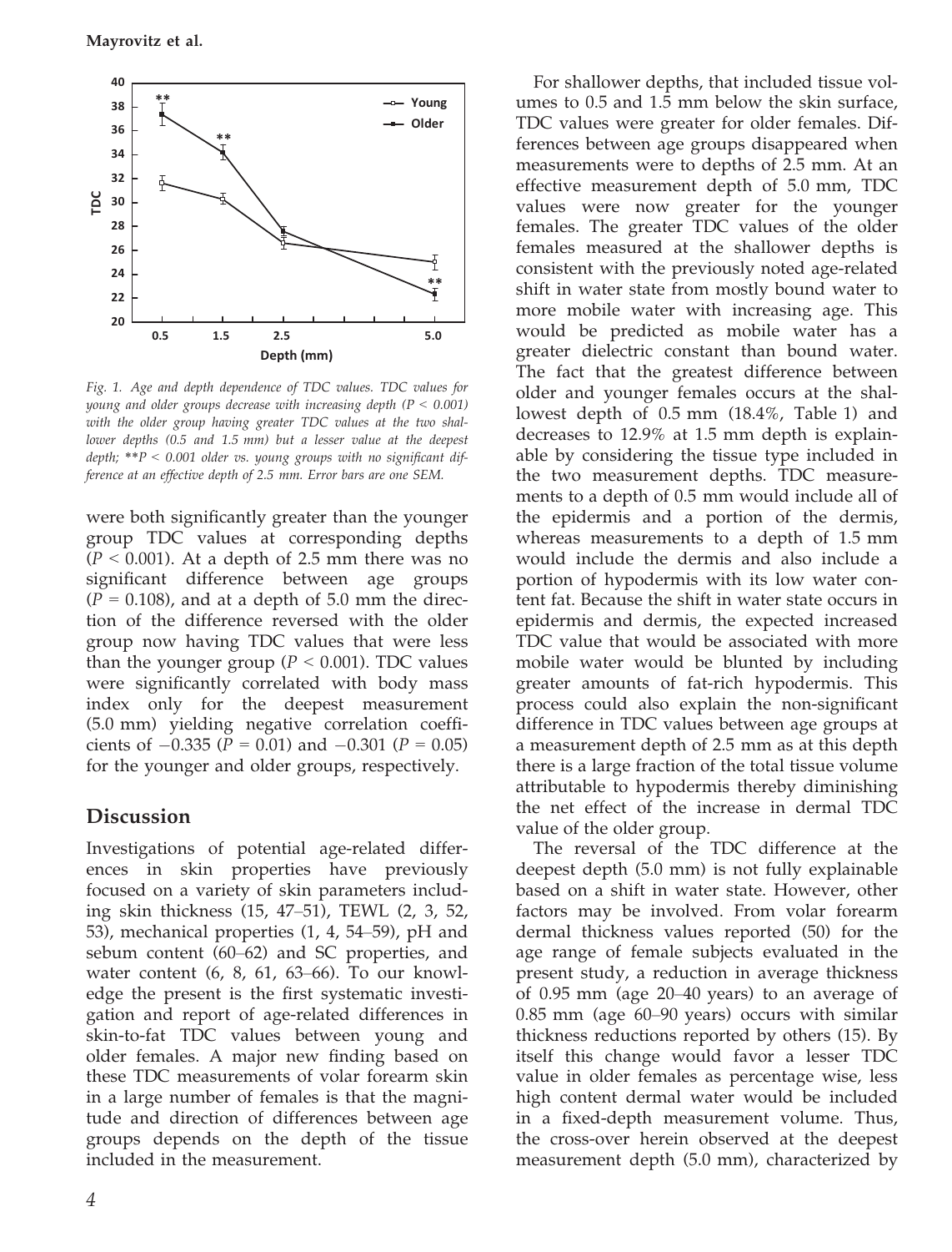Fig. 1. Age and depth dependence of TDC values. TDC values for young and older groups decrease with increasing depth ($P < 0.001$) with the older group having greater TDC values at the two shallower depths (0.5 and 1.5 mm) but a lesser value at the deepest depth; **$P < 0.001$ older vs. young groups with no significant difference at an effective depth of 2.5 mm. Error bars are one SEM.

were both significantly greater than the younger group TDC values at corresponding depths ($P < 0.001$). At a depth of 2.5 mm there was no significant difference between age groups ($P = 0.108$), and at a depth of 5.0 mm the direction of the difference reversed with the older group now having TDC values that were less than the younger group ($P < 0.001$). TDC values were significantly correlated with body mass index only for the deepest measurement (5.0 mm) yielding negative correlation coefficients of −0.335 ($P = 0.01$) and −0.301 ($P = 0.05$) for the younger and older groups, respectively.

## Discussion

Investigations of potential age-related differences in skin properties have previously focused on a variety of skin parameters including skin thickness (15, 47–51), TEWL (2, 3, 52, 53), mechanical properties (1, 4, 54–59), pH and sebum content (60–62) and SC properties, and water content (6, 8, 61, 63–66). To our knowledge the present is the first systematic investigation and report of age-related differences in skin-to-fat TDC values between young and older females. A major new finding based on these TDC measurements of volar forearm skin in a large number of females is that the magnitude and direction of differences between age groups depends on the depth of the tissue included in the measurement.

For shallower depths, that included tissue volumes to 0.5 and 1.5 mm below the skin surface, TDC values were greater for older females. Differences between age groups disappeared when measurements were to depths of 2.5 mm. At an effective measurement depth of 5.0 mm, TDC values were now greater for the younger females. The greater TDC values of the older females measured at the shallower depths is consistent with the previously noted age-related shift in water state from mostly bound water to more mobile water with increasing age. This would be predicted as mobile water has a greater dielectric constant than bound water. The fact that the greatest difference between older and younger females occurs at the shallowest depth of 0.5 mm (18.4%, Table 1) and decreases to 12.9% at 1.5 mm depth is explainable by considering the tissue type included in the two measurement depths. TDC measurements to a depth of 0.5 mm would include all of the epidermis and a portion of the dermis, whereas measurements to a depth of 1.5 mm would include the dermis and also include a portion of hypodermis with its low water content fat. Because the shift in water state occurs in epidermis and dermis, the expected increased TDC value that would be associated with more mobile water would be blunted by including greater amounts of fat-rich hypodermis. This process could also explain the non-significant difference in TDC values between age groups at a measurement depth of 2.5 mm as at this depth there is a large fraction of the total tissue volume attributable to hypodermis thereby diminishing the net effect of the increase in dermal TDC value of the older group.

The reversal of the TDC difference at the deepest depth (5.0 mm) is not fully explainable based on a shift in water state. However, other factors may be involved. From volar forearm dermal thickness values reported (50) for the age range of female subjects evaluated in the present study, a reduction in average thickness of 0.95 mm (age 20–40 years) to an average of 0.85 mm (age 60–90 years) occurs with similar thickness reductions reported by others (15). By itself this change would favor a lesser TDC value in older females as percentage wise, less high content dermal water would be included in a fixed-depth measurement volume. Thus, the cross-over herein observed at the deepest measurement depth (5.0 mm), characterized by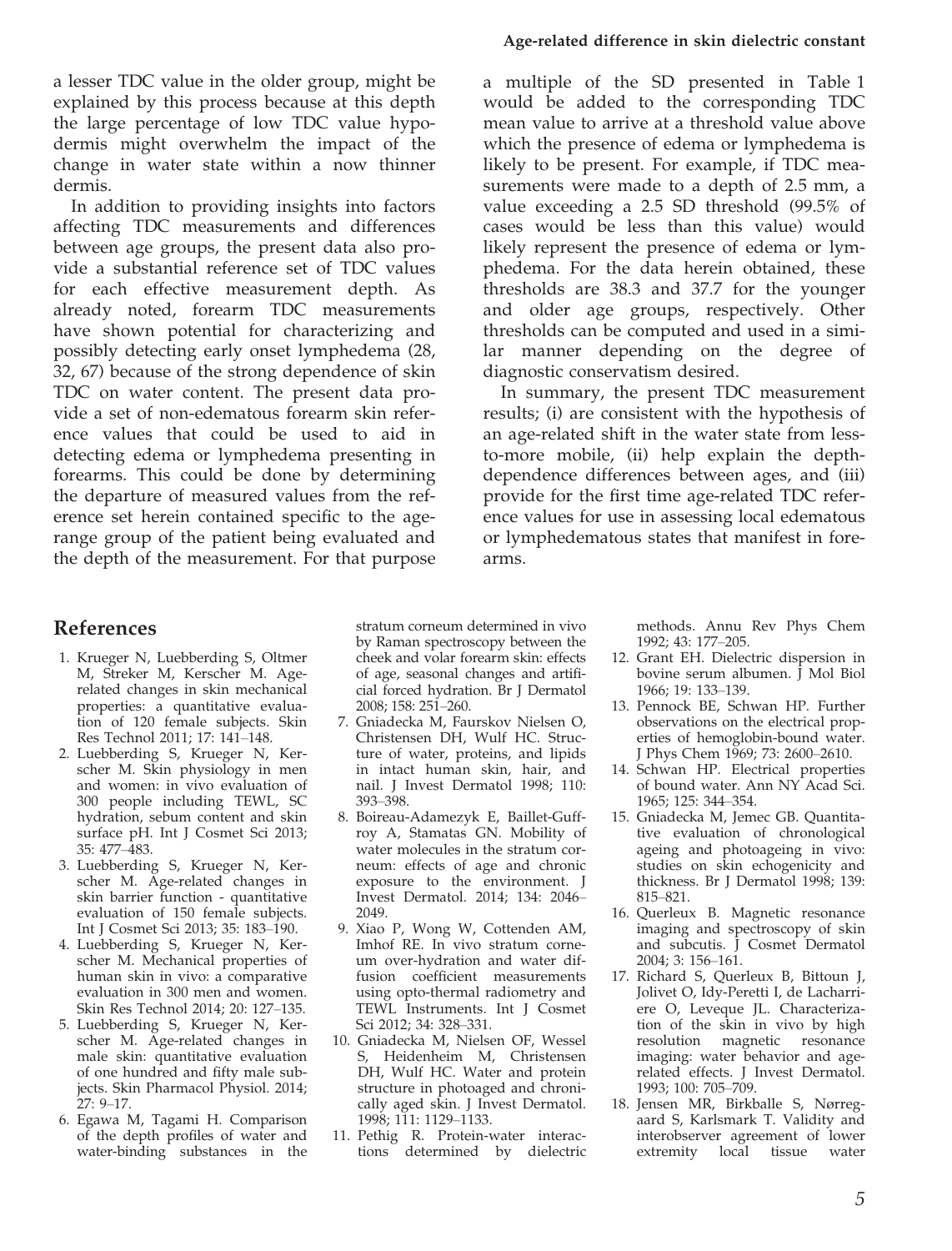a lesser TDC value in the older group, might be explained by this process because at this depth the large percentage of low TDC value hypodermis might overwhelm the impact of the change in water state within a now thinner dermis.

In addition to providing insights into factors affecting TDC measurements and differences between age groups, the present data also provide a substantial reference set of TDC values for each effective measurement depth. As already noted, forearm TDC measurements have shown potential for characterizing and possibly detecting early onset lymphedema (28, 32, 67) because of the strong dependence of skin TDC on water content. The present data provide a set of non-edematous forearm skin reference values that could be used to aid in detecting edema or lymphedema presenting in forearms. This could be done by determining the departure of measured values from the reference set herein contained specific to the age-range group of the patient being evaluated and the depth of the measurement. For that purpose a multiple of the SD presented in Table 1 would be added to the corresponding TDC mean value to arrive at a threshold value above which the presence of edema or lymphedema is likely to be present. For example, if TDC measurements were made to a depth of 2.5 mm, a value exceeding a 2.5 SD threshold (99.5% of cases would be less than this value) would likely represent the presence of edema or lymphedema. For the data herein obtained, these thresholds are 38.3 and 37.7 for the younger and older age groups, respectively. Other thresholds can be computed and used in a similar manner depending on the degree of diagnostic conservatism desired.

In summary, the present TDC measurement results; (i) are consistent with the hypothesis of an age-related shift in the water state from less-to-more mobile, (ii) help explain the depth-dependence differences between ages, and (iii) provide for the first time age-related TDC reference values for use in assessing local edematous or lymphedematous states that manifest in forearms.

## References

1. Krueger N, Luebberding S, Oltmer M, Streker M, Kerscher M. Age-related changes in skin mechanical properties: a quantitative evaluation of 120 female subjects. Skin Res Technol 2011; 17: 141–148.
2. Luebberding S, Krueger N, Kerscher M. Skin physiology in men and women: in vivo evaluation of 300 people including TEWL, SC hydration, sebum content and skin surface pH. Int J Cosmet Sci 2013; 35: 477–483.
3. Luebberding S, Krueger N, Kerscher M. Age-related changes in skin barrier function - quantitative evaluation of 150 female subjects. Int J Cosmet Sci 2013; 35: 183–190.
4. Luebberding S, Krueger N, Kerscher M. Mechanical properties of human skin in vivo: a comparative evaluation in 300 men and women. Skin Res Technol 2014; 20: 127–135.
5. Luebberding S, Krueger N, Kerscher M. Age-related changes in male skin: quantitative evaluation of one hundred and fifty male subjects. Skin Pharmacol Physiol. 2014; 27: 9–17.
6. Egawa M, Tagami H. Comparison of the depth profiles of water and water-binding substances in the stratum corneum determined in vivo by Raman spectroscopy between the cheek and volar forearm skin: effects of age, seasonal changes and artificial forced hydration. Br J Dermatol 2008; 158: 251–260.
7. Gniadecka M, Faurskov Nielsen O, Christensen DH, Wulf HC. Structure of water, proteins, and lipids in intact human skin, hair, and nail. J Invest Dermatol 1998; 110: 393–398.
8. Boireau-Adamezyk E, Baillet-Guffroy A, Stamatas GN. Mobility of water molecules in the stratum corneum: effects of age and chronic exposure to the environment. J Invest Dermatol. 2014; 134: 2046–2049.
9. Xiao P, Wong W, Cottenden AM, Imhof RE. In vivo stratum corneum over-hydration and water diffusion coefficient measurements using opto-thermal radiometry and TEWL Instruments. Int J Cosmet Sci 2012; 34: 328–331.
10. Gniadecka M, Nielsen OF, Wessel S, Heidenheim M, Christensen DH, Wulf HC. Water and protein structure in photoaged and chronically aged skin. J Invest Dermatol. 1998; 111: 1129–1133.
11. Pethig R. Protein-water interactions determined by dielectric methods. Annu Rev Phys Chem 1992; 43: 177–205.
12. Grant EH. Dielectric dispersion in bovine serum albumen. J Mol Biol 1966; 19: 133–139.
13. Pennock BE, Schwan HP. Further observations on the electrical properties of hemoglobin-bound water. J Phys Chem 1969; 73: 2600–2610.
14. Schwan HP. Electrical properties of bound water. Ann NY Acad Sci. 1965; 125: 344–354.
15. Gniadecka M, Jemec GB. Quantitative evaluation of chronological ageing and photoageing in vivo: studies on skin echogenicity and thickness. Br J Dermatol 1998; 139: 815–821.
16. Querleux B. Magnetic resonance imaging and spectroscopy of skin and subcutis. J Cosmet Dermatol 2004; 3: 156–161.
17. Richard S, Querleux B, Bittoun J, Jolivet O, Idy-Peretti I, de Lacharriere O, Leveque JL. Characterization of the skin in vivo by high resolution magnetic resonance imaging: water behavior and age-related effects. J Invest Dermatol. 1993; 100: 705–709.
18. Jensen MR, Birkballe S, Nørregaard S, Karlsmark T. Validity and interobserver agreement of lower extremity local tissue water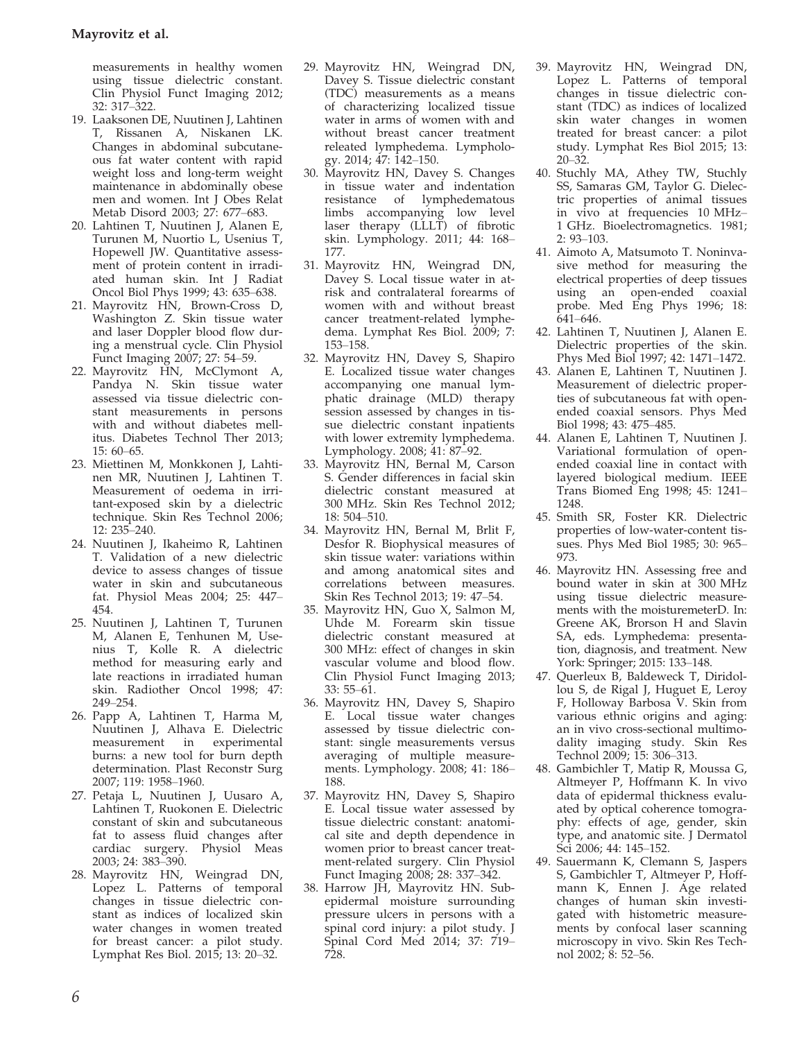measurements in healthy women using tissue dielectric constant. Clin Physiol Funct Imaging 2012; 32: 317–322.

19. Laaksonen DE, Nuutinen J, Lahtinen T, Rissanen A, Niskanen LK. Changes in abdominal subcutaneous fat water content with rapid weight loss and long-term weight maintenance in abdominally obese men and women. Int J Obes Relat Metab Disord 2003; 27: 677–683.
20. Lahtinen T, Nuutinen J, Alanen E, Turunen M, Nuortio L, Usenius T, Hopewell JW. Quantitative assessment of protein content in irradiated human skin. Int J Radiat Oncol Biol Phys 1999; 43: 635–638.
21. Mayrovitz HN, Brown-Cross D, Washington Z. Skin tissue water and laser Doppler blood flow during a menstrual cycle. Clin Physiol Funct Imaging 2007; 27: 54–59.
22. Mayrovitz HN, McClymont A, Pandya N. Skin tissue water assessed via tissue dielectric constant measurements in persons with and without diabetes mellitus. Diabetes Technol Ther 2013; 15: 60–65.
23. Miettinen M, Monkkonen J, Lahtinen MR, Nuutinen J, Lahtinen T. Measurement of oedema in irritant-exposed skin by a dielectric technique. Skin Res Technol 2006; 12: 235–240.
24. Nuutinen J, Ikaheimo R, Lahtinen T. Validation of a new dielectric device to assess changes of tissue water in skin and subcutaneous fat. Physiol Meas 2004; 25: 447–454.
25. Nuutinen J, Lahtinen T, Turunen M, Alanen E, Tenhunen M, Usenius T, Kolle R. A dielectric method for measuring early and late reactions in irradiated human skin. Radiother Oncol 1998; 47: 249–254.
26. Papp A, Lahtinen T, Harma M, Nuutinen J, Alhava E. Dielectric measurement in experimental burns: a new tool for burn depth determination. Plast Reconstr Surg 2007; 119: 1958–1960.
27. Petaja L, Nuutinen J, Uusaro A, Lahtinen T, Ruokonen E. Dielectric constant of skin and subcutaneous fat to assess fluid changes after cardiac surgery. Physiol Meas 2003; 24: 383–390.
28. Mayrovitz HN, Weingrad DN, Lopez L. Patterns of temporal changes in tissue dielectric constant as indices of localized skin water changes in women treated for breast cancer: a pilot study. Lymphat Res Biol. 2015; 13: 20–32.
29. Mayrovitz HN, Weingrad DN, Davey S. Tissue dielectric constant (TDC) measurements as a means of characterizing localized tissue water in arms of women with and without breast cancer treatment releated lymphedema. Lymphology. 2014; 47: 142–150.
30. Mayrovitz HN, Davey S. Changes in tissue water and indentation resistance of lymphedematous limbs accompanying low level laser therapy (LLLT) of fibrotic skin. Lymphology. 2011; 44: 168–177.
31. Mayrovitz HN, Weingrad DN, Davey S. Local tissue water in at-risk and contralateral forearms of women with and without breast cancer treatment-related lymphedema. Lymphat Res Biol. 2009; 7: 153–158.
32. Mayrovitz HN, Davey S, Shapiro E. Localized tissue water changes accompanying one manual lymphatic drainage (MLD) therapy session assessed by changes in tissue dielectric constant inpatients with lower extremity lymphedema. Lymphology. 2008; 41: 87–92.
33. Mayrovitz HN, Bernal M, Carson S. Gender differences in facial skin dielectric constant measured at 300 MHz. Skin Res Technol 2012; 18: 504–510.
34. Mayrovitz HN, Bernal M, Brlit F, Desfor R. Biophysical measures of skin tissue water: variations within and among anatomical sites and correlations between measures. Skin Res Technol 2013; 19: 47–54.
35. Mayrovitz HN, Guo X, Salmon M, Uhde M. Forearm skin tissue dielectric constant measured at 300 MHz: effect of changes in skin vascular volume and blood flow. Clin Physiol Funct Imaging 2013; 33: 55–61.
36. Mayrovitz HN, Davey S, Shapiro E. Local tissue water changes assessed by tissue dielectric constant: single measurements versus averaging of multiple measurements. Lymphology. 2008; 41: 186–188.
37. Mayrovitz HN, Davey S, Shapiro E. Local tissue water assessed by tissue dielectric constant: anatomical site and depth dependence in women prior to breast cancer treatment-related surgery. Clin Physiol Funct Imaging 2008; 28: 337–342.
38. Harrow JH, Mayrovitz HN. Subepidermal moisture surrounding pressure ulcers in persons with a spinal cord injury: a pilot study. J Spinal Cord Med 2014; 37: 719–728.
39. Mayrovitz HN, Weingrad DN, Lopez L. Patterns of temporal changes in tissue dielectric constant (TDC) as indices of localized skin water changes in women treated for breast cancer: a pilot study. Lymphat Res Biol 2015; 13: 20–32.
40. Stuchly MA, Athey TW, Stuchly SS, Samaras GM, Taylor G. Dielectric properties of animal tissues in vivo at frequencies 10 MHz–1 GHz. Bioelectromagnetics. 1981; 2: 93–103.
41. Aimoto A, Matsumoto T. Noninvasive method for measuring the electrical properties of deep tissues using an open-ended coaxial probe. Med Eng Phys 1996; 18: 641–646.
42. Lahtinen T, Nuutinen J, Alanen E. Dielectric properties of the skin. Phys Med Biol 1997; 42: 1471–1472.
43. Alanen E, Lahtinen T, Nuutinen J. Measurement of dielectric properties of subcutaneous fat with open-ended coaxial sensors. Phys Med Biol 1998; 43: 475–485.
44. Alanen E, Lahtinen T, Nuutinen J. Variational formulation of open-ended coaxial line in contact with layered biological medium. IEEE Trans Biomed Eng 1998; 45: 1241–1248.
45. Smith SR, Foster KR. Dielectric properties of low-water-content tissues. Phys Med Biol 1985; 30: 965–973.
46. Mayrovitz HN. Assessing free and bound water in skin at 300 MHz using tissue dielectric measurements with the moisturemeterD. In: Greene AK, Brorson H and Slavin SA, eds. Lymphedema: presentation, diagnosis, and treatment. New York: Springer; 2015: 133–148.
47. Querleux B, Baldeweck T, Diridollou S, de Rigal J, Huguet E, Leroy F, Holloway Barbosa V. Skin from various ethnic origins and aging: an in vivo cross-sectional multimodality imaging study. Skin Res Technol 2009; 15: 306–313.
48. Gambichler T, Matip R, Moussa G, Altmeyer P, Hoffmann K. In vivo data of epidermal thickness evaluated by optical coherence tomography: effects of age, gender, skin type, and anatomic site. J Dermatol Sci 2006; 44: 145–152.
49. Sauermann K, Clemann S, Jaspers S, Gambichler T, Altmeyer P, Hoffmann K, Ennen J. Age related changes of human skin investigated with histometric measurements by confocal laser scanning microscopy in vivo. Skin Res Technol 2002; 8: 52–56.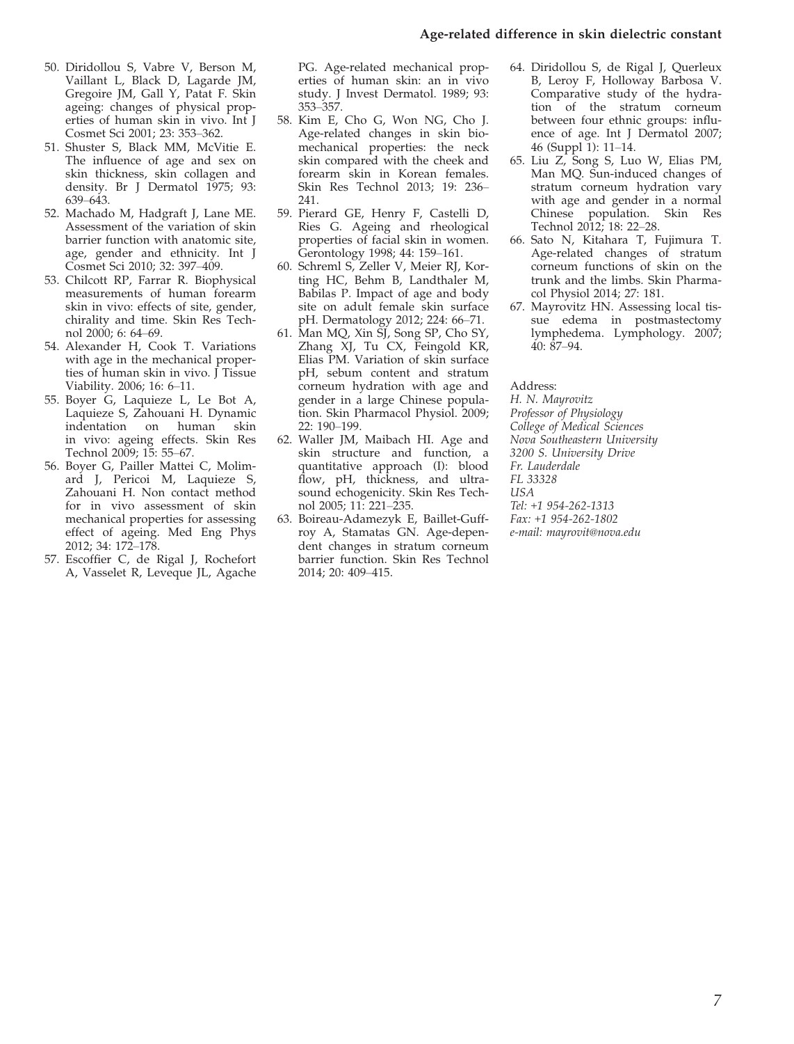50. Diridollou S, Vabre V, Berson M, Vaillant L, Black D, Lagarde JM, Gregoire JM, Gall Y, Patat F. Skin ageing: changes of physical properties of human skin in vivo. Int J Cosmet Sci 2001; 23: 353–362.
51. Shuster S, Black MM, McVitie E. The influence of age and sex on skin thickness, skin collagen and density. Br J Dermatol 1975; 93: 639–643.
52. Machado M, Hadgraft J, Lane ME. Assessment of the variation of skin barrier function with anatomic site, age, gender and ethnicity. Int J Cosmet Sci 2010; 32: 397–409.
53. Chilcott RP, Farrar R. Biophysical measurements of human forearm skin in vivo: effects of site, gender, chirality and time. Skin Res Technol 2000; 6: 64–69.
54. Alexander H, Cook T. Variations with age in the mechanical properties of human skin in vivo. J Tissue Viability. 2006; 16: 6–11.
55. Boyer G, Laquieze L, Le Bot A, Laquieze S, Zahouani H. Dynamic indentation on human skin in vivo: ageing effects. Skin Res Technol 2009; 15: 55–67.
56. Boyer G, Pailler Mattei C, Molimard J, Pericoi M, Laquieze S, Zahouani H. Non contact method for in vivo assessment of skin mechanical properties for assessing effect of ageing. Med Eng Phys 2012; 34: 172–178.
57. Escoffier C, de Rigal J, Rochefort A, Vasselet R, Leveque JL, Agache PG. Age-related mechanical properties of human skin: an in vivo study. J Invest Dermatol. 1989; 93: 353–357.
58. Kim E, Cho G, Won NG, Cho J. Age-related changes in skin biomechanical properties: the neck skin compared with the cheek and forearm skin in Korean females. Skin Res Technol 2013; 19: 236–241.
59. Pierard GE, Henry F, Castelli D, Ries G. Ageing and rheological properties of facial skin in women. Gerontology 1998; 44: 159–161.
60. Schreml S, Zeller V, Meier RJ, Korting HC, Behm B, Landthaler M, Babilas P. Impact of age and body site on adult female skin surface pH. Dermatology 2012; 224: 66–71.
61. Man MQ, Xin SJ, Song SP, Cho SY, Zhang XJ, Tu CX, Feingold KR, Elias PM. Variation of skin surface pH, sebum content and stratum corneum hydration with age and gender in a large Chinese population. Skin Pharmacol Physiol. 2009; 22: 190–199.
62. Waller JM, Maibach HI. Age and skin structure and function, a quantitative approach (I): blood flow, pH, thickness, and ultrasound echogenicity. Skin Res Technol 2005; 11: 221–235.
63. Boireau-Adamezyk E, Baillet-Guffroy A, Stamatas GN. Age-dependent changes in stratum corneum barrier function. Skin Res Technol 2014; 20: 409–415.
64. Diridollou S, de Rigal J, Querleux B, Leroy F, Holloway Barbosa V. Comparative study of the hydration of the stratum corneum between four ethnic groups: influence of age. Int J Dermatol 2007; 46 (Suppl 1): 11–14.
65. Liu Z, Song S, Luo W, Elias PM, Man MQ. Sun-induced changes of stratum corneum hydration vary with age and gender in a normal Chinese population. Skin Res Technol 2012; 18: 22–28.
66. Sato N, Kitahara T, Fujimura T. Age-related changes of stratum corneum functions of skin on the trunk and the limbs. Skin Pharmacol Physiol 2014; 27: 181.
67. Mayrovitz HN. Assessing local tissue edema in postmastectomy lymphedema. Lymphology. 2007; 40: 87–94.

Address:
*H. N. Mayrovitz*
*Professor of Physiology*
*College of Medical Sciences*
*Nova Southeastern University*
*3200 S. University Drive*
*Fr. Lauderdale*
*FL 33328*
*USA*
*Tel: +1 954-262-1313*
*Fax: +1 954-262-1802*
*e-mail: mayrovit@nova.edu*